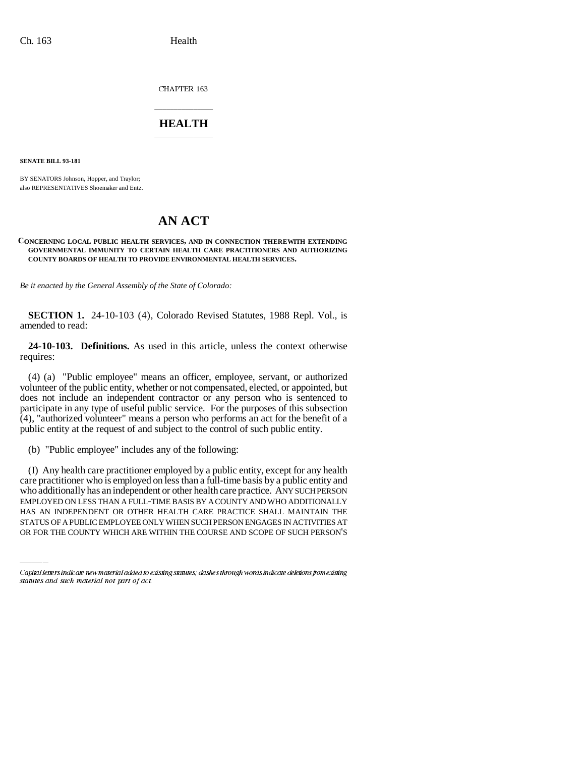CHAPTER 163

# HEALTH

**SENATE BILL 93-181**

BY SENATORS Johnson, Hopper, and Traylor;
also REPRESENTATIVES Shoemaker and Entz.

# AN ACT

**CONCERNING LOCAL PUBLIC HEALTH SERVICES, AND IN CONNECTION THEREWITH EXTENDING GOVERNMENTAL IMMUNITY TO CERTAIN HEALTH CARE PRACTITIONERS AND AUTHORIZING COUNTY BOARDS OF HEALTH TO PROVIDE ENVIRONMENTAL HEALTH SERVICES.**

*Be it enacted by the General Assembly of the State of Colorado:*

**SECTION 1.** 24-10-103 (4), Colorado Revised Statutes, 1988 Repl. Vol., is amended to read:

**24-10-103. Definitions.** As used in this article, unless the context otherwise requires:

(4) (a) "Public employee" means an officer, employee, servant, or authorized volunteer of the public entity, whether or not compensated, elected, or appointed, but does not include an independent contractor or any person who is sentenced to participate in any type of useful public service. For the purposes of this subsection (4), "authorized volunteer" means a person who performs an act for the benefit of a public entity at the request of and subject to the control of such public entity.

(b) "Public employee" includes any of the following:

(I) Any health care practitioner employed by a public entity, except for any health care practitioner who is employed on less than a full-time basis by a public entity and who additionally has an independent or other health care practice. ANY SUCH PERSON EMPLOYED ON LESS THAN A FULL-TIME BASIS BY A COUNTY AND WHO ADDITIONALLY HAS AN INDEPENDENT OR OTHER HEALTH CARE PRACTICE SHALL MAINTAIN THE STATUS OF A PUBLIC EMPLOYEE ONLY WHEN SUCH PERSON ENGAGES IN ACTIVITIES AT OR FOR THE COUNTY WHICH ARE WITHIN THE COURSE AND SCOPE OF SUCH PERSON'S

Capital letters indicate new material added to existing statutes; dashes through words indicate deletions from existing statutes and such material not part of act.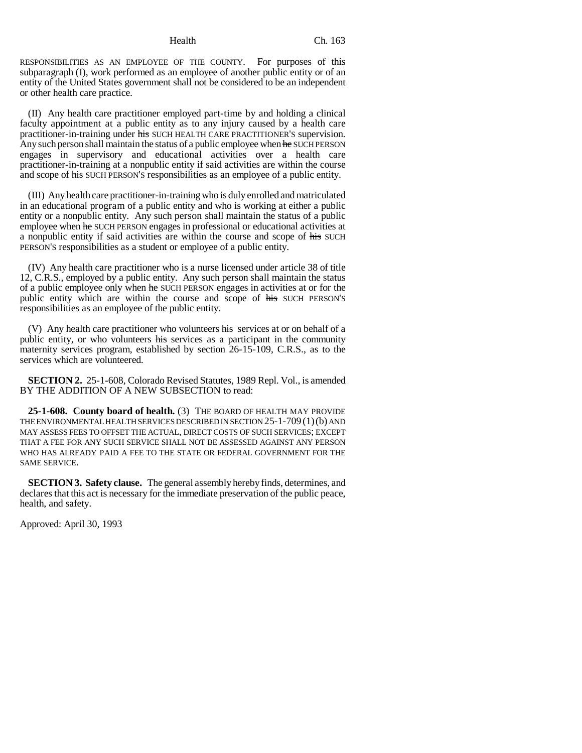RESPONSIBILITIES AS AN EMPLOYEE OF THE COUNTY. For purposes of this subparagraph (I), work performed as an employee of another public entity or of an entity of the United States government shall not be considered to be an independent or other health care practice.

(II) Any health care practitioner employed part-time by and holding a clinical faculty appointment at a public entity as to any injury caused by a health care practitioner-in-training under ~~his~~ SUCH HEALTH CARE PRACTITIONER'S supervision. Any such person shall maintain the status of a public employee when ~~he~~ SUCH PERSON engages in supervisory and educational activities over a health care practitioner-in-training at a nonpublic entity if said activities are within the course and scope of ~~his~~ SUCH PERSON'S responsibilities as an employee of a public entity.

(III) Any health care practitioner-in-training who is duly enrolled and matriculated in an educational program of a public entity and who is working at either a public entity or a nonpublic entity. Any such person shall maintain the status of a public employee when ~~he~~ SUCH PERSON engages in professional or educational activities at a nonpublic entity if said activities are within the course and scope of ~~his~~ SUCH PERSON'S responsibilities as a student or employee of a public entity.

(IV) Any health care practitioner who is a nurse licensed under article 38 of title 12, C.R.S., employed by a public entity. Any such person shall maintain the status of a public employee only when ~~he~~ SUCH PERSON engages in activities at or for the public entity which are within the course and scope of ~~his~~ SUCH PERSON'S responsibilities as an employee of the public entity.

(V) Any health care practitioner who volunteers ~~his~~ services at or on behalf of a public entity, or who volunteers ~~his~~ services as a participant in the community maternity services program, established by section 26-15-109, C.R.S., as to the services which are volunteered.

**SECTION 2.** 25-1-608, Colorado Revised Statutes, 1989 Repl. Vol., is amended BY THE ADDITION OF A NEW SUBSECTION to read:

**25-1-608. County board of health.** (3) THE BOARD OF HEALTH MAY PROVIDE THE ENVIRONMENTAL HEALTH SERVICES DESCRIBED IN SECTION 25-1-709 (1) (b) AND MAY ASSESS FEES TO OFFSET THE ACTUAL, DIRECT COSTS OF SUCH SERVICES; EXCEPT THAT A FEE FOR ANY SUCH SERVICE SHALL NOT BE ASSESSED AGAINST ANY PERSON WHO HAS ALREADY PAID A FEE TO THE STATE OR FEDERAL GOVERNMENT FOR THE SAME SERVICE.

**SECTION 3. Safety clause.** The general assembly hereby finds, determines, and declares that this act is necessary for the immediate preservation of the public peace, health, and safety.

Approved: April 30, 1993